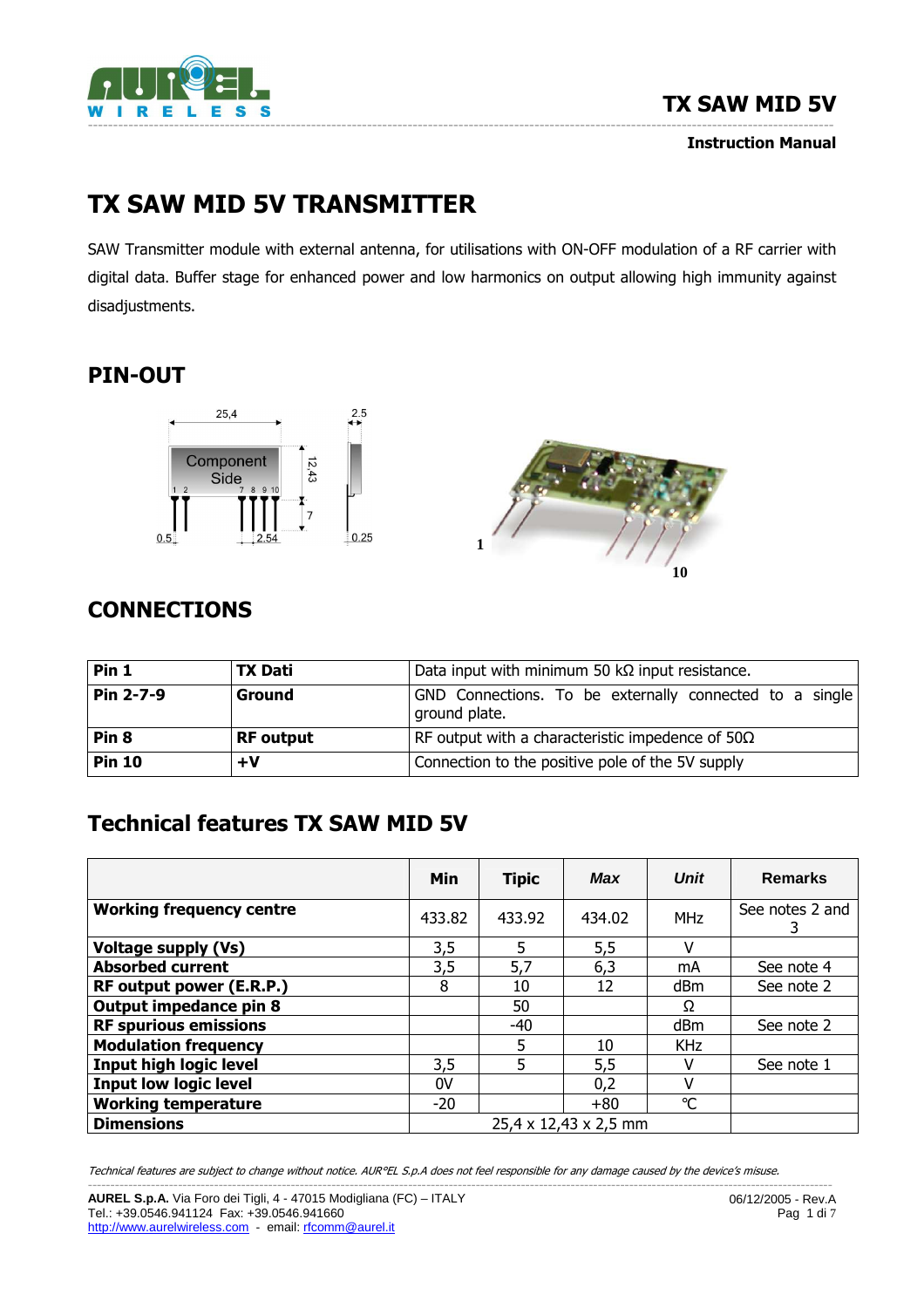# TX SAW MID 5V TRANSMITTER

SAW Transmitter module with external antenna, for utilisations with ON-OFF modulation of a RF carrier with digital data. Buffer stage for enhanced power and low harmonics on output allowing high immunity against disadjustments.

## PIN-OUT

25,4

2.5

Component Side

1 2 7 8 9 10

12,43

7

0.5 2.54 0.25

1

10

## CONNECTIONS

| Pin 1 | TX Dati | Data input with minimum 50 kΩ input resistance. |
|---|---|---|
| **Pin 2-7-9** | **Ground** | GND Connections. To be externally connected to a single ground plate. |
| **Pin 8** | **RF output** | RF output with a characteristic impedence of 50Ω |
| **Pin 10** | **+V** | Connection to the positive pole of the 5V supply |

## Technical features TX SAW MID 5V

| | Min | Tipic | *Max* | *Unit* | Remarks |
|---|---|---|---|---|---|
| **Working frequency centre** | 433.82 | 433.92 | 434.02 | MHz | See notes 2 and 3 |
| **Voltage supply (Vs)** | 3,5 | 5 | 5,5 | V | |
| **Absorbed current** | 3,5 | 5,7 | 6,3 | mA | See note 4 |
| **RF output power (E.R.P.)** | 8 | 10 | 12 | dBm | See note 2 |
| **Output impedance pin 8** | | 50 | | Ω | |
| **RF spurious emissions** | | -40 | | dBm | See note 2 |
| **Modulation frequency** | | 5 | 10 | KHz | |
| **Input high logic level** | 3,5 | 5 | 5,5 | V | See note 1 |
| **Input low logic level** | 0V | | 0,2 | V | |
| **Working temperature** | -20 | | +80 | °C | |
| **Dimensions** | 25,4 x 12,43 x 2,5 mm | | | | |

*Technical features are subject to change without notice. AUR°EL S.p.A does not feel responsible for any damage caused by the device's misuse.*

**AUREL S.p.A.** Via Foro dei Tigli, 4 - 47015 Modigliana (FC) – ITALY
Tel.: +39.0546.941124 Fax: +39.0546.941660
http://www.aurelwireless.com - email: rfcomm@aurel.it

06/12/2005 - Rev.A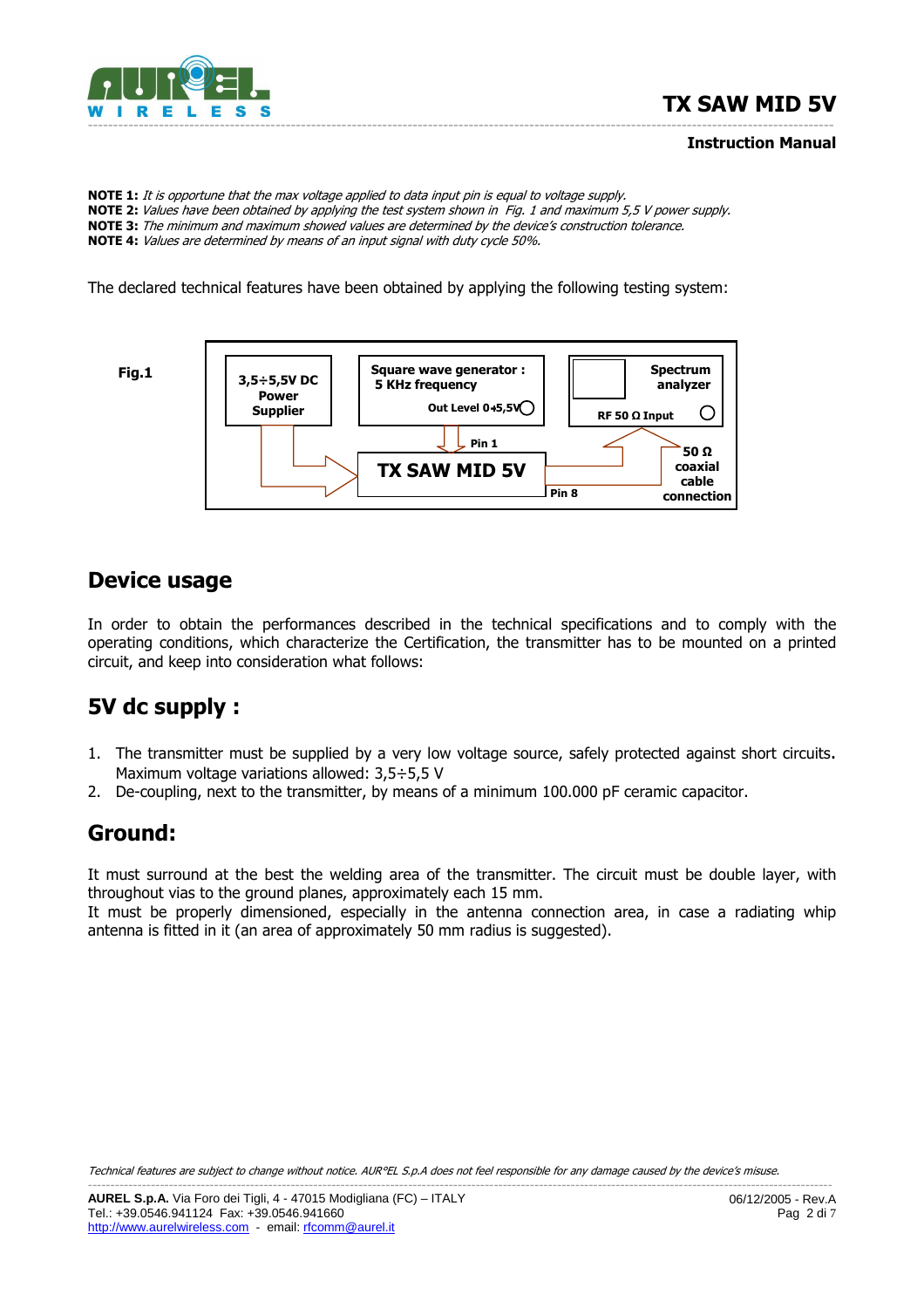**NOTE 1:** *It is opportune that the max voltage applied to data input pin is equal to voltage supply.*
**NOTE 2:** *Values have been obtained by applying the test system shown in Fig. 1 and maximum 5,5 V power supply.*
**NOTE 3:** *The minimum and maximum showed values are determined by the device's construction tolerance.*
**NOTE 4:** *Values are determined by means of an input signal with duty cycle 50%.*

The declared technical features have been obtained by applying the following testing system:

**Fig.1**

3,5÷5,5V DC Power Supplier

Square wave generator : 5 KHz frequency

Out Level 0÷5,5V

Spectrum analyzer

RF 50 Ω Input

Pin 1

TX SAW MID 5V

Pin 8

50 Ω coaxial cable connection

## Device usage

In order to obtain the performances described in the technical specifications and to comply with the operating conditions, which characterize the Certification, the transmitter has to be mounted on a printed circuit, and keep into consideration what follows:

## 5V dc supply :

1. The transmitter must be supplied by a very low voltage source, safely protected against short circuits. Maximum voltage variations allowed: 3,5÷5,5 V
2. De-coupling, next to the transmitter, by means of a minimum 100.000 pF ceramic capacitor.

## Ground:

It must surround at the best the welding area of the transmitter. The circuit must be double layer, with throughout vias to the ground planes, approximately each 15 mm.
It must be properly dimensioned, especially in the antenna connection area, in case a radiating whip antenna is fitted in it (an area of approximately 50 mm radius is suggested).

*Technical features are subject to change without notice. AUR°EL S.p.A does not feel responsible for any damage caused by the device's misuse.*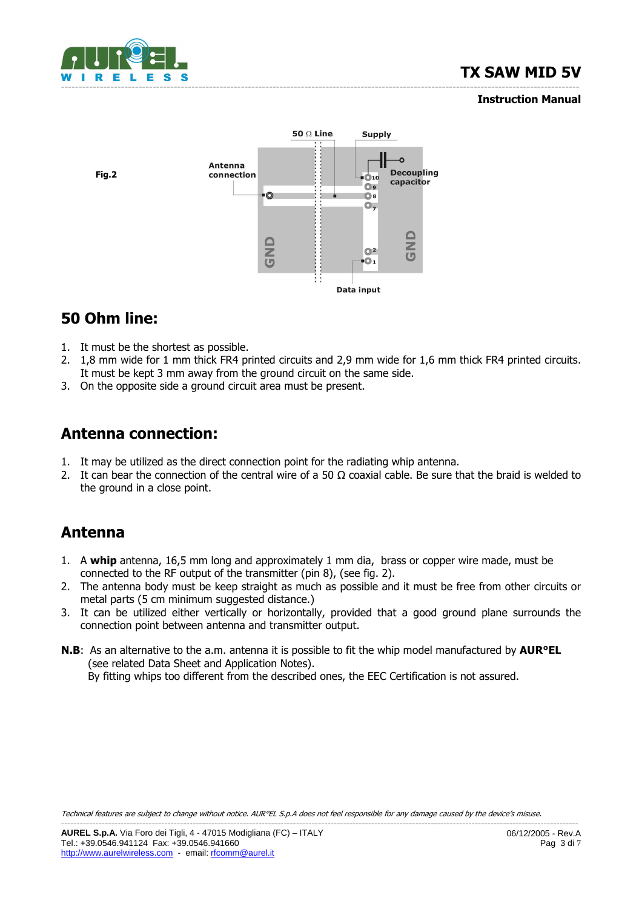Fig.2

## 50 Ohm line:

1. It must be the shortest as possible.
2. 1,8 mm wide for 1 mm thick FR4 printed circuits and 2,9 mm wide for 1,6 mm thick FR4 printed circuits. It must be kept 3 mm away from the ground circuit on the same side.
3. On the opposite side a ground circuit area must be present.

## Antenna connection:

1. It may be utilized as the direct connection point for the radiating whip antenna.
2. It can bear the connection of the central wire of a 50 Ω coaxial cable. Be sure that the braid is welded to the ground in a close point.

## Antenna

1. A **whip** antenna, 16,5 mm long and approximately 1 mm dia, brass or copper wire made, must be connected to the RF output of the transmitter (pin 8), (see fig. 2).
2. The antenna body must be keep straight as much as possible and it must be free from other circuits or metal parts (5 cm minimum suggested distance.)
3. It can be utilized either vertically or horizontally, provided that a good ground plane surrounds the connection point between antenna and transmitter output.

**N.B**: As an alternative to the a.m. antenna it is possible to fit the whip model manufactured by **AUR°EL** (see related Data Sheet and Application Notes).
By fitting whips too different from the described ones, the EEC Certification is not assured.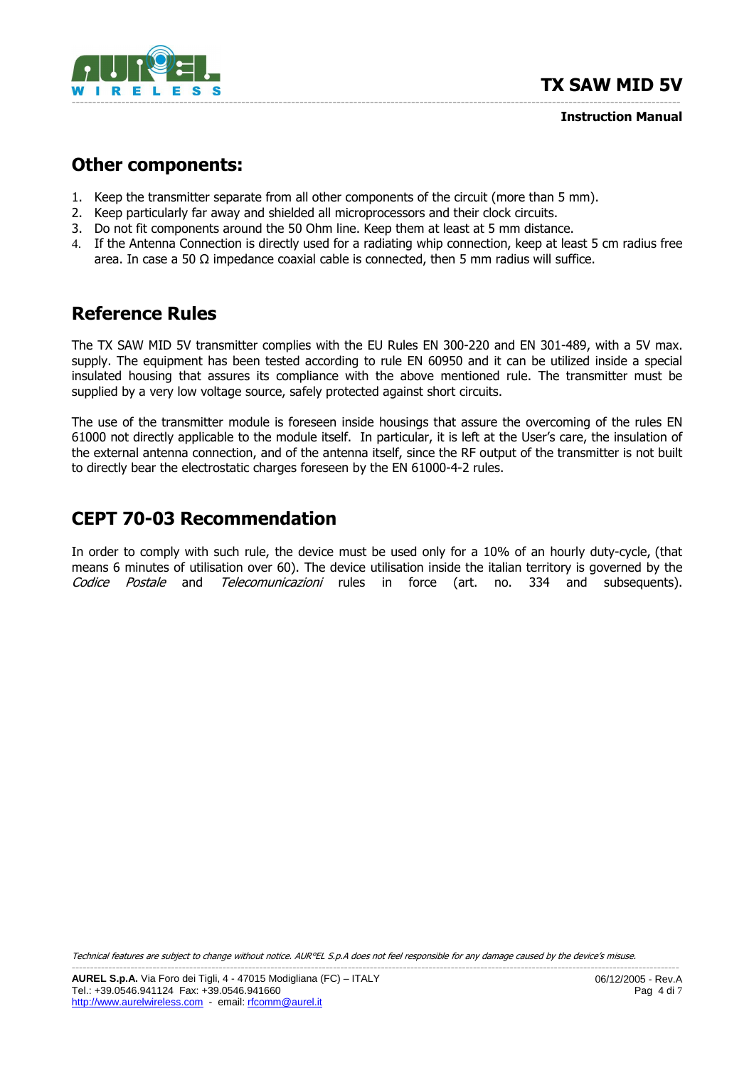## Other components:

1. Keep the transmitter separate from all other components of the circuit (more than 5 mm).
2. Keep particularly far away and shielded all microprocessors and their clock circuits.
3. Do not fit components around the 50 Ohm line. Keep them at least at 5 mm distance.
4. If the Antenna Connection is directly used for a radiating whip connection, keep at least 5 cm radius free area. In case a 50 Ω impedance coaxial cable is connected, then 5 mm radius will suffice.

## Reference Rules

The TX SAW MID 5V transmitter complies with the EU Rules EN 300-220 and EN 301-489, with a 5V max. supply. The equipment has been tested according to rule EN 60950 and it can be utilized inside a special insulated housing that assures its compliance with the above mentioned rule. The transmitter must be supplied by a very low voltage source, safely protected against short circuits.

The use of the transmitter module is foreseen inside housings that assure the overcoming of the rules EN 61000 not directly applicable to the module itself. In particular, it is left at the User's care, the insulation of the external antenna connection, and of the antenna itself, since the RF output of the transmitter is not built to directly bear the electrostatic charges foreseen by the EN 61000-4-2 rules.

## CEPT 70-03 Recommendation

In order to comply with such rule, the device must be used only for a 10% of an hourly duty-cycle, (that means 6 minutes of utilisation over 60). The device utilisation inside the italian territory is governed by the *Codice Postale* and *Telecomunicazioni* rules in force (art. no. 334 and subsequents).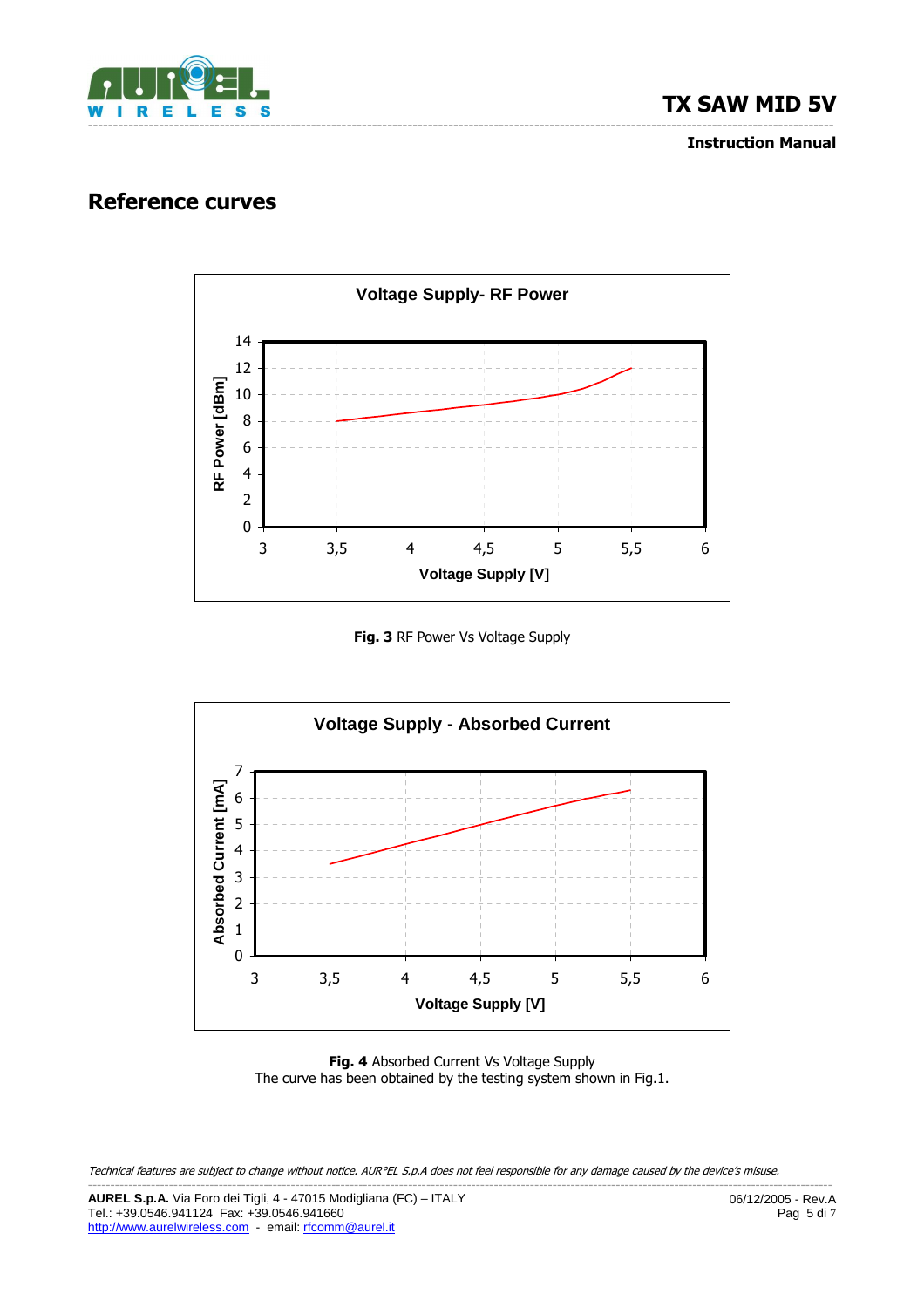## Reference curves

**Fig. 3** RF Power Vs Voltage Supply

**Fig. 4** Absorbed Current Vs Voltage Supply
The curve has been obtained by the testing system shown in Fig.1.

*Technical features are subject to change without notice. AUR°EL S.p.A does not feel responsible for any damage caused by the device's misuse.*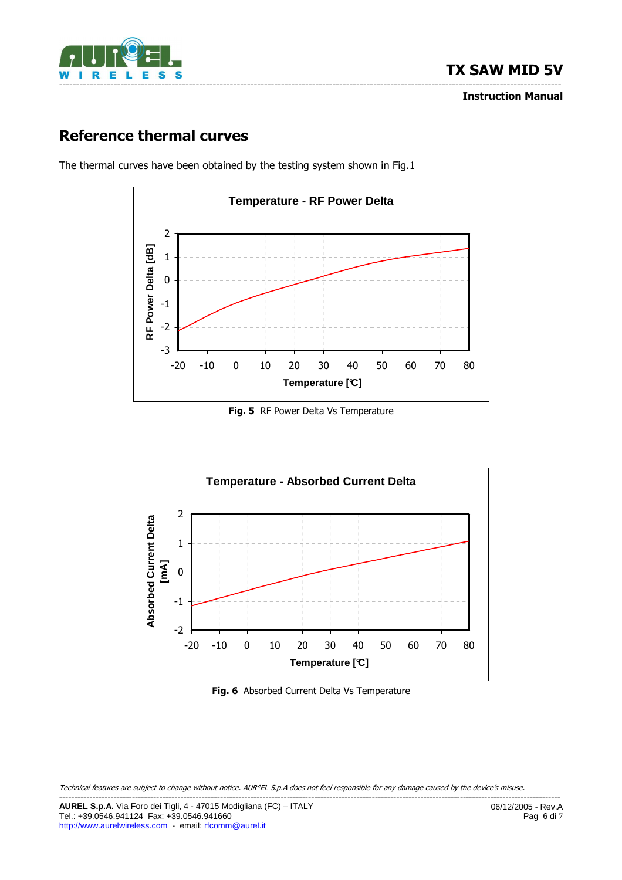## Reference thermal curves

The thermal curves have been obtained by the testing system shown in Fig.1

**Fig. 5** RF Power Delta Vs Temperature

**Fig. 6** Absorbed Current Delta Vs Temperature

*Technical features are subject to change without notice. AUR°EL S.p.A does not feel responsible for any damage caused by the device's misuse.*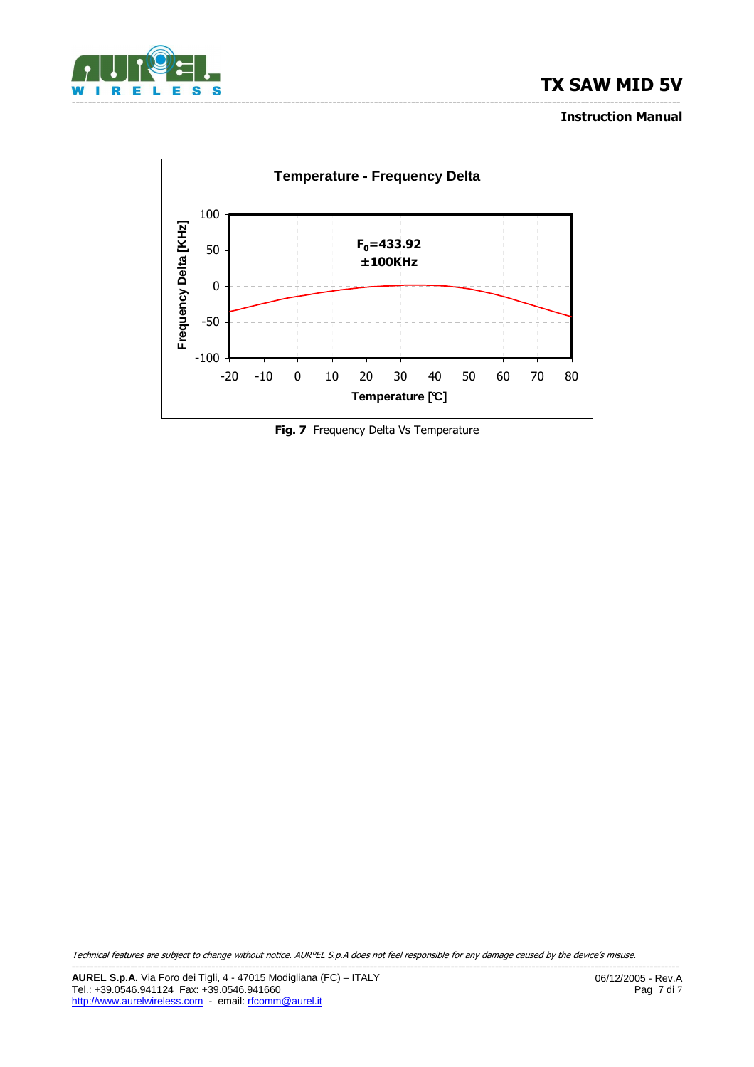Temperature - Frequency Delta

Frequency Delta [KHz]

100

50

0

-50

-100

$F_0$=433.92

±100KHz

-20 -10 0 10 20 30 40 50 60 70 80

Temperature [℃]

**Fig. 7** Frequency Delta Vs Temperature

*Technical features are subject to change without notice. AUR°EL S.p.A does not feel responsible for any damage caused by the device's misuse.*

**AUREL S.p.A.** Via Foro dei Tigli, 4 - 47015 Modigliana (FC) – ITALY
Tel.: +39.0546.941124 Fax: +39.0546.941660
http://www.aurelwireless.com - email: rfcomm@aurel.it

06/12/2005 - Rev.A